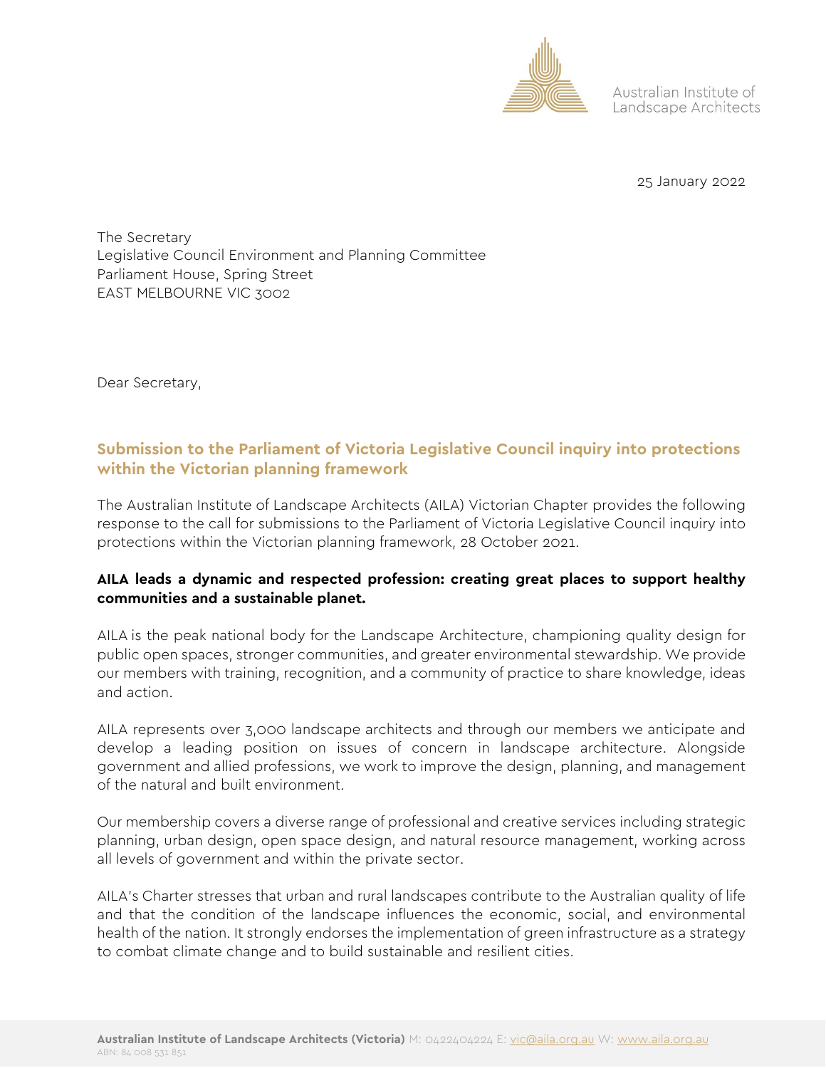Australian Institute of Landscape Architects

25 January 2022

The Secretary
Legislative Council Environment and Planning Committee
Parliament House, Spring Street
EAST MELBOURNE VIC 3002

Dear Secretary,

## Submission to the Parliament of Victoria Legislative Council inquiry into protections within the Victorian planning framework

The Australian Institute of Landscape Architects (AILA) Victorian Chapter provides the following response to the call for submissions to the Parliament of Victoria Legislative Council inquiry into protections within the Victorian planning framework, 28 October 2021.

**AILA leads a dynamic and respected profession: creating great places to support healthy communities and a sustainable planet.**

AILA is the peak national body for the Landscape Architecture, championing quality design for public open spaces, stronger communities, and greater environmental stewardship. We provide our members with training, recognition, and a community of practice to share knowledge, ideas and action.

AILA represents over 3,000 landscape architects and through our members we anticipate and develop a leading position on issues of concern in landscape architecture. Alongside government and allied professions, we work to improve the design, planning, and management of the natural and built environment.

Our membership covers a diverse range of professional and creative services including strategic planning, urban design, open space design, and natural resource management, working across all levels of government and within the private sector.

AILA's Charter stresses that urban and rural landscapes contribute to the Australian quality of life and that the condition of the landscape influences the economic, social, and environmental health of the nation. It strongly endorses the implementation of green infrastructure as a strategy to combat climate change and to build sustainable and resilient cities.

**Australian Institute of Landscape Architects (Victoria)** M: 0422404224 E: vic@aila.org.au W: www.aila.org.au
ABN: 84 008 531 851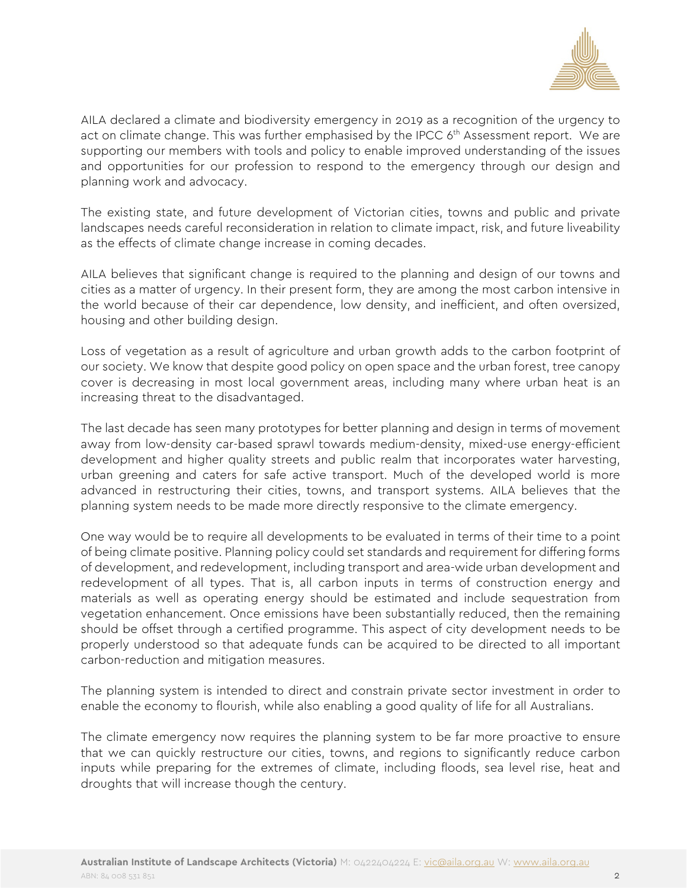AILA declared a climate and biodiversity emergency in 2019 as a recognition of the urgency to act on climate change. This was further emphasised by the IPCC 6th Assessment report. We are supporting our members with tools and policy to enable improved understanding of the issues and opportunities for our profession to respond to the emergency through our design and planning work and advocacy.

The existing state, and future development of Victorian cities, towns and public and private landscapes needs careful reconsideration in relation to climate impact, risk, and future liveability as the effects of climate change increase in coming decades.

AILA believes that significant change is required to the planning and design of our towns and cities as a matter of urgency. In their present form, they are among the most carbon intensive in the world because of their car dependence, low density, and inefficient, and often oversized, housing and other building design.

Loss of vegetation as a result of agriculture and urban growth adds to the carbon footprint of our society. We know that despite good policy on open space and the urban forest, tree canopy cover is decreasing in most local government areas, including many where urban heat is an increasing threat to the disadvantaged.

The last decade has seen many prototypes for better planning and design in terms of movement away from low-density car-based sprawl towards medium-density, mixed-use energy-efficient development and higher quality streets and public realm that incorporates water harvesting, urban greening and caters for safe active transport. Much of the developed world is more advanced in restructuring their cities, towns, and transport systems. AILA believes that the planning system needs to be made more directly responsive to the climate emergency.

One way would be to require all developments to be evaluated in terms of their time to a point of being climate positive. Planning policy could set standards and requirement for differing forms of development, and redevelopment, including transport and area-wide urban development and redevelopment of all types. That is, all carbon inputs in terms of construction energy and materials as well as operating energy should be estimated and include sequestration from vegetation enhancement. Once emissions have been substantially reduced, then the remaining should be offset through a certified programme. This aspect of city development needs to be properly understood so that adequate funds can be acquired to be directed to all important carbon-reduction and mitigation measures.

The planning system is intended to direct and constrain private sector investment in order to enable the economy to flourish, while also enabling a good quality of life for all Australians.

The climate emergency now requires the planning system to be far more proactive to ensure that we can quickly restructure our cities, towns, and regions to significantly reduce carbon inputs while preparing for the extremes of climate, including floods, sea level rise, heat and droughts that will increase though the century.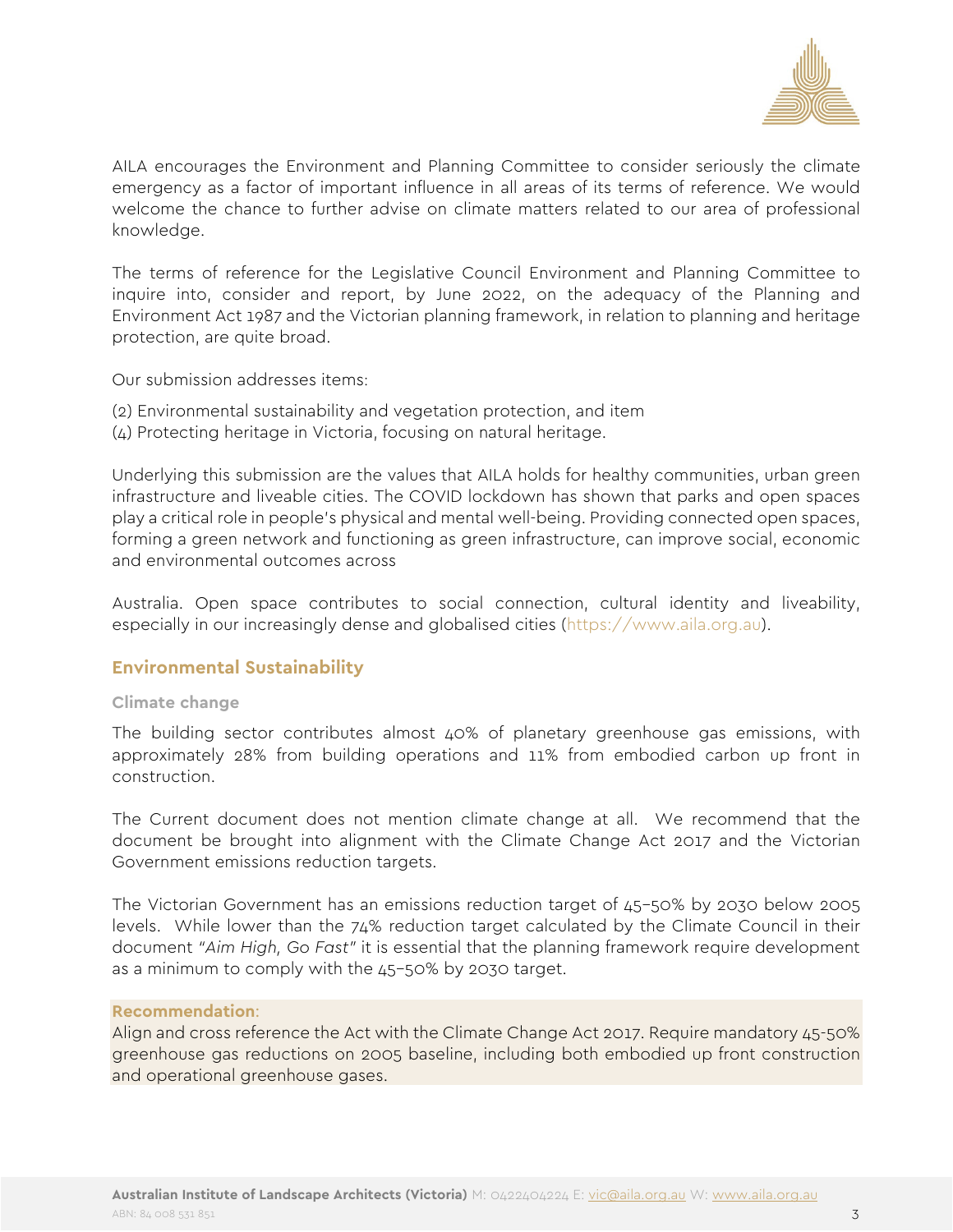AILA encourages the Environment and Planning Committee to consider seriously the climate emergency as a factor of important influence in all areas of its terms of reference. We would welcome the chance to further advise on climate matters related to our area of professional knowledge.

The terms of reference for the Legislative Council Environment and Planning Committee to inquire into, consider and report, by June 2022, on the adequacy of the Planning and Environment Act 1987 and the Victorian planning framework, in relation to planning and heritage protection, are quite broad.

Our submission addresses items:

(2) Environmental sustainability and vegetation protection, and item
(4) Protecting heritage in Victoria, focusing on natural heritage.

Underlying this submission are the values that AILA holds for healthy communities, urban green infrastructure and liveable cities. The COVID lockdown has shown that parks and open spaces play a critical role in people's physical and mental well-being. Providing connected open spaces, forming a green network and functioning as green infrastructure, can improve social, economic and environmental outcomes across

Australia. Open space contributes to social connection, cultural identity and liveability, especially in our increasingly dense and globalised cities (https://www.aila.org.au).

## Environmental Sustainability

### Climate change

The building sector contributes almost 40% of planetary greenhouse gas emissions, with approximately 28% from building operations and 11% from embodied carbon up front in construction.

The Current document does not mention climate change at all. We recommend that the document be brought into alignment with the Climate Change Act 2017 and the Victorian Government emissions reduction targets.

The Victorian Government has an emissions reduction target of 45–50% by 2030 below 2005 levels. While lower than the 74% reduction target calculated by the Climate Council in their document *"Aim High, Go Fast"* it is essential that the planning framework require development as a minimum to comply with the 45–50% by 2030 target.

**Recommendation**:
Align and cross reference the Act with the Climate Change Act 2017. Require mandatory 45-50% greenhouse gas reductions on 2005 baseline, including both embodied up front construction and operational greenhouse gases.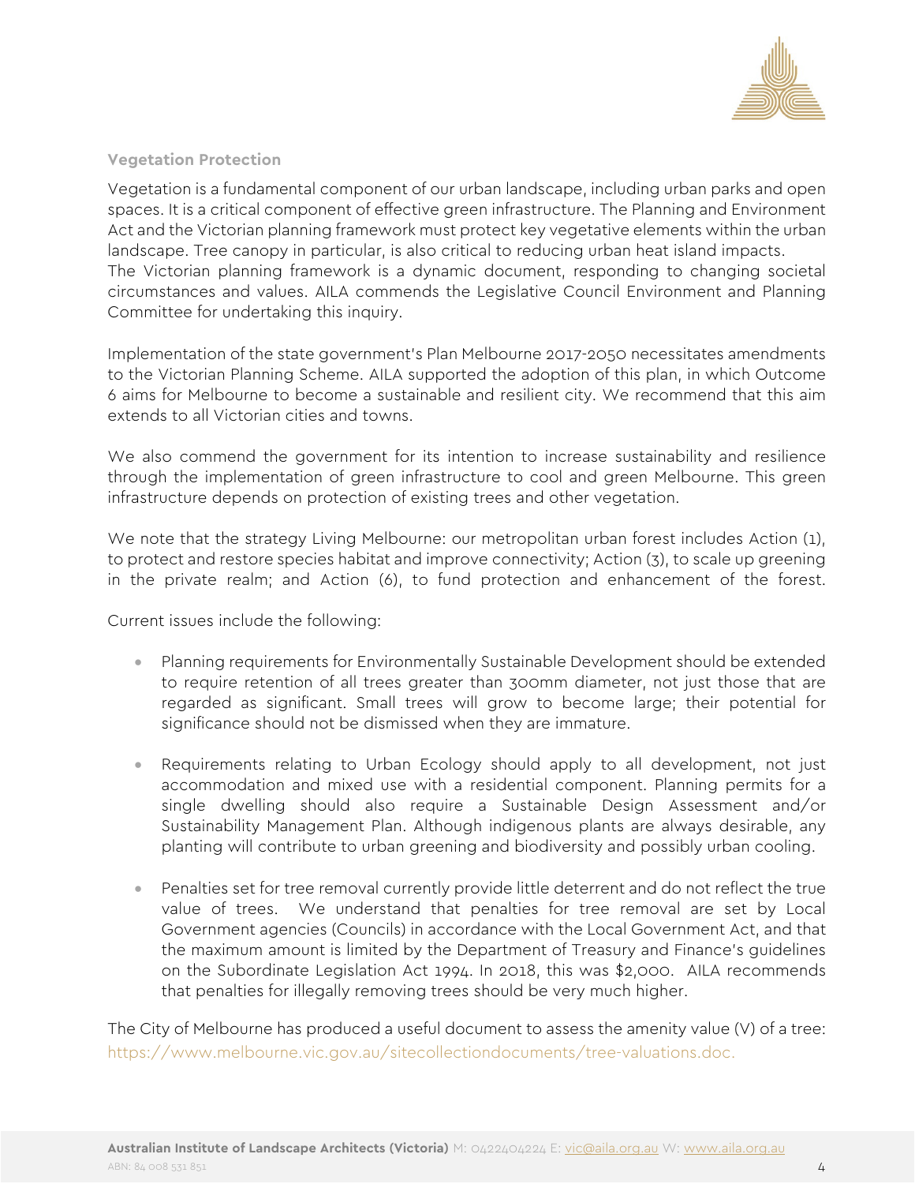### Vegetation Protection

Vegetation is a fundamental component of our urban landscape, including urban parks and open spaces. It is a critical component of effective green infrastructure. The Planning and Environment Act and the Victorian planning framework must protect key vegetative elements within the urban landscape. Tree canopy in particular, is also critical to reducing urban heat island impacts.
The Victorian planning framework is a dynamic document, responding to changing societal circumstances and values. AILA commends the Legislative Council Environment and Planning Committee for undertaking this inquiry.

Implementation of the state government's Plan Melbourne 2017-2050 necessitates amendments to the Victorian Planning Scheme. AILA supported the adoption of this plan, in which Outcome 6 aims for Melbourne to become a sustainable and resilient city. We recommend that this aim extends to all Victorian cities and towns.

We also commend the government for its intention to increase sustainability and resilience through the implementation of green infrastructure to cool and green Melbourne. This green infrastructure depends on protection of existing trees and other vegetation.

We note that the strategy Living Melbourne: our metropolitan urban forest includes Action (1), to protect and restore species habitat and improve connectivity; Action (3), to scale up greening in the private realm; and Action (6), to fund protection and enhancement of the forest.

Current issues include the following:

- Planning requirements for Environmentally Sustainable Development should be extended to require retention of all trees greater than 300mm diameter, not just those that are regarded as significant. Small trees will grow to become large; their potential for significance should not be dismissed when they are immature.

- Requirements relating to Urban Ecology should apply to all development, not just accommodation and mixed use with a residential component. Planning permits for a single dwelling should also require a Sustainable Design Assessment and/or Sustainability Management Plan. Although indigenous plants are always desirable, any planting will contribute to urban greening and biodiversity and possibly urban cooling.

- Penalties set for tree removal currently provide little deterrent and do not reflect the true value of trees. We understand that penalties for tree removal are set by Local Government agencies (Councils) in accordance with the Local Government Act, and that the maximum amount is limited by the Department of Treasury and Finance's guidelines on the Subordinate Legislation Act 1994. In 2018, this was $2,000. AILA recommends that penalties for illegally removing trees should be very much higher.

The City of Melbourne has produced a useful document to assess the amenity value (V) of a tree: https://www.melbourne.vic.gov.au/sitecollectiondocuments/tree-valuations.doc.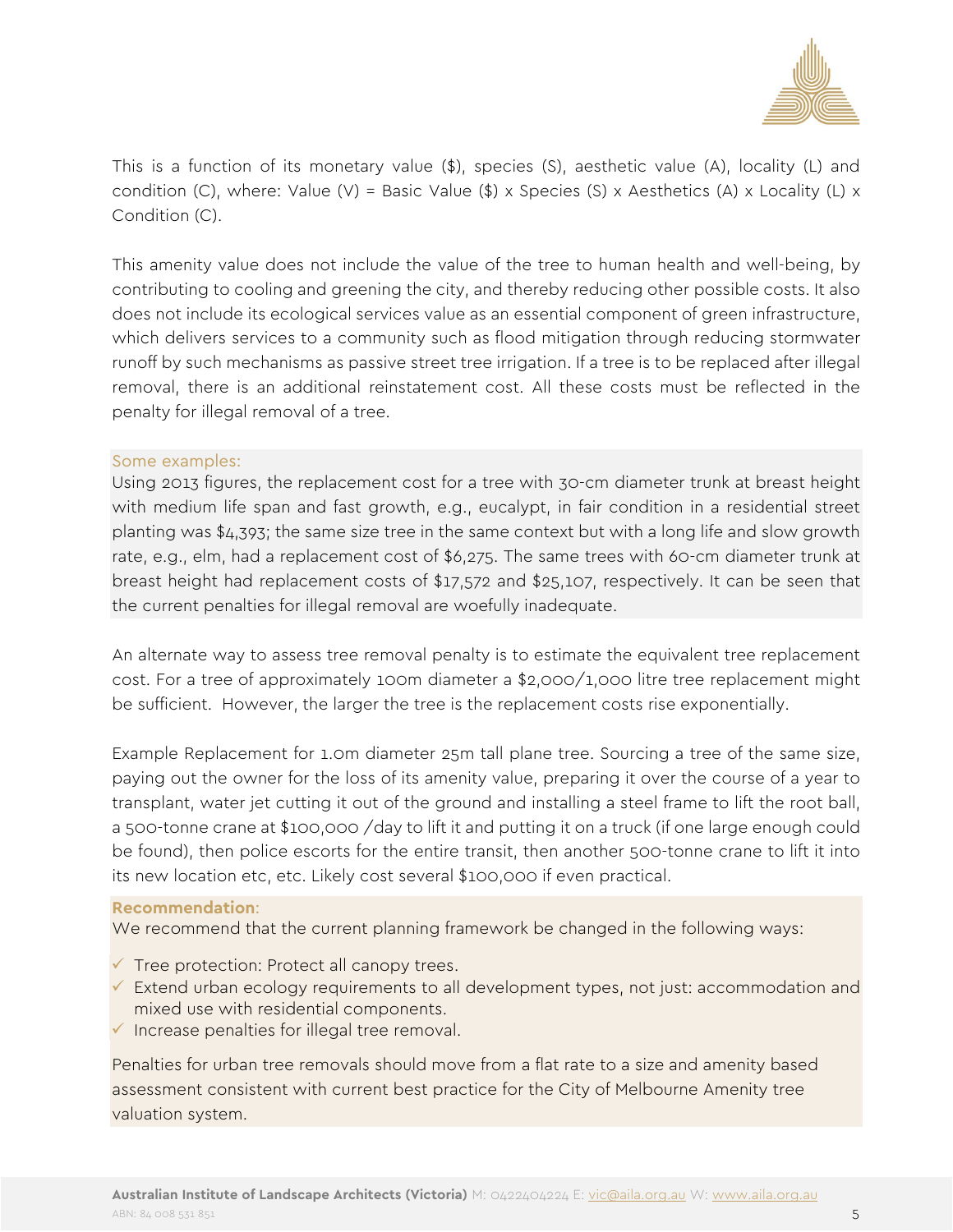This is a function of its monetary value ($), species (S), aesthetic value (A), locality (L) and condition (C), where: Value (V) = Basic Value ($) x Species (S) x Aesthetics (A) x Locality (L) x Condition (C).

This amenity value does not include the value of the tree to human health and well-being, by contributing to cooling and greening the city, and thereby reducing other possible costs. It also does not include its ecological services value as an essential component of green infrastructure, which delivers services to a community such as flood mitigation through reducing stormwater runoff by such mechanisms as passive street tree irrigation. If a tree is to be replaced after illegal removal, there is an additional reinstatement cost. All these costs must be reflected in the penalty for illegal removal of a tree.

Some examples:
Using 2013 figures, the replacement cost for a tree with 30-cm diameter trunk at breast height with medium life span and fast growth, e.g., eucalypt, in fair condition in a residential street planting was $4,393; the same size tree in the same context but with a long life and slow growth rate, e.g., elm, had a replacement cost of $6,275. The same trees with 60-cm diameter trunk at breast height had replacement costs of $17,572 and $25,107, respectively. It can be seen that the current penalties for illegal removal are woefully inadequate.

An alternate way to assess tree removal penalty is to estimate the equivalent tree replacement cost. For a tree of approximately 100m diameter a $2,000/1,000 litre tree replacement might be sufficient. However, the larger the tree is the replacement costs rise exponentially.

Example Replacement for 1.0m diameter 25m tall plane tree. Sourcing a tree of the same size, paying out the owner for the loss of its amenity value, preparing it over the course of a year to transplant, water jet cutting it out of the ground and installing a steel frame to lift the root ball, a 500-tonne crane at $100,000 /day to lift it and putting it on a truck (if one large enough could be found), then police escorts for the entire transit, then another 500-tonne crane to lift it into its new location etc, etc. Likely cost several $100,000 if even practical.

**Recommendation**:
We recommend that the current planning framework be changed in the following ways:

- ✓ Tree protection: Protect all canopy trees.
- ✓ Extend urban ecology requirements to all development types, not just: accommodation and mixed use with residential components.
- ✓ Increase penalties for illegal tree removal.

Penalties for urban tree removals should move from a flat rate to a size and amenity based assessment consistent with current best practice for the City of Melbourne Amenity tree valuation system.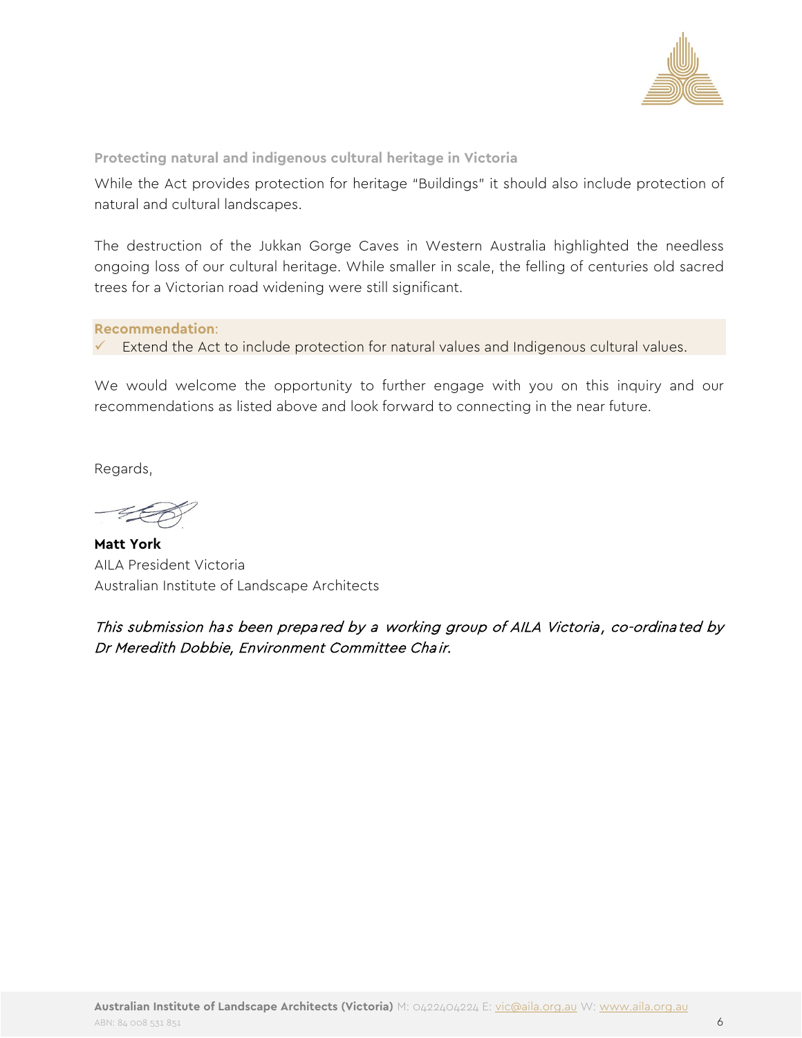### Protecting natural and indigenous cultural heritage in Victoria

While the Act provides protection for heritage "Buildings" it should also include protection of natural and cultural landscapes.

The destruction of the Jukkan Gorge Caves in Western Australia highlighted the needless ongoing loss of our cultural heritage. While smaller in scale, the felling of centuries old sacred trees for a Victorian road widening were still significant.

**Recommendation**:

- ✓ Extend the Act to include protection for natural values and Indigenous cultural values.

We would welcome the opportunity to further engage with you on this inquiry and our recommendations as listed above and look forward to connecting in the near future.

Regards,

**Matt York**
AILA President Victoria
Australian Institute of Landscape Architects

*This submission has been prepared by a working group of AILA Victoria, co-ordinated by Dr Meredith Dobbie, Environment Committee Chair.*